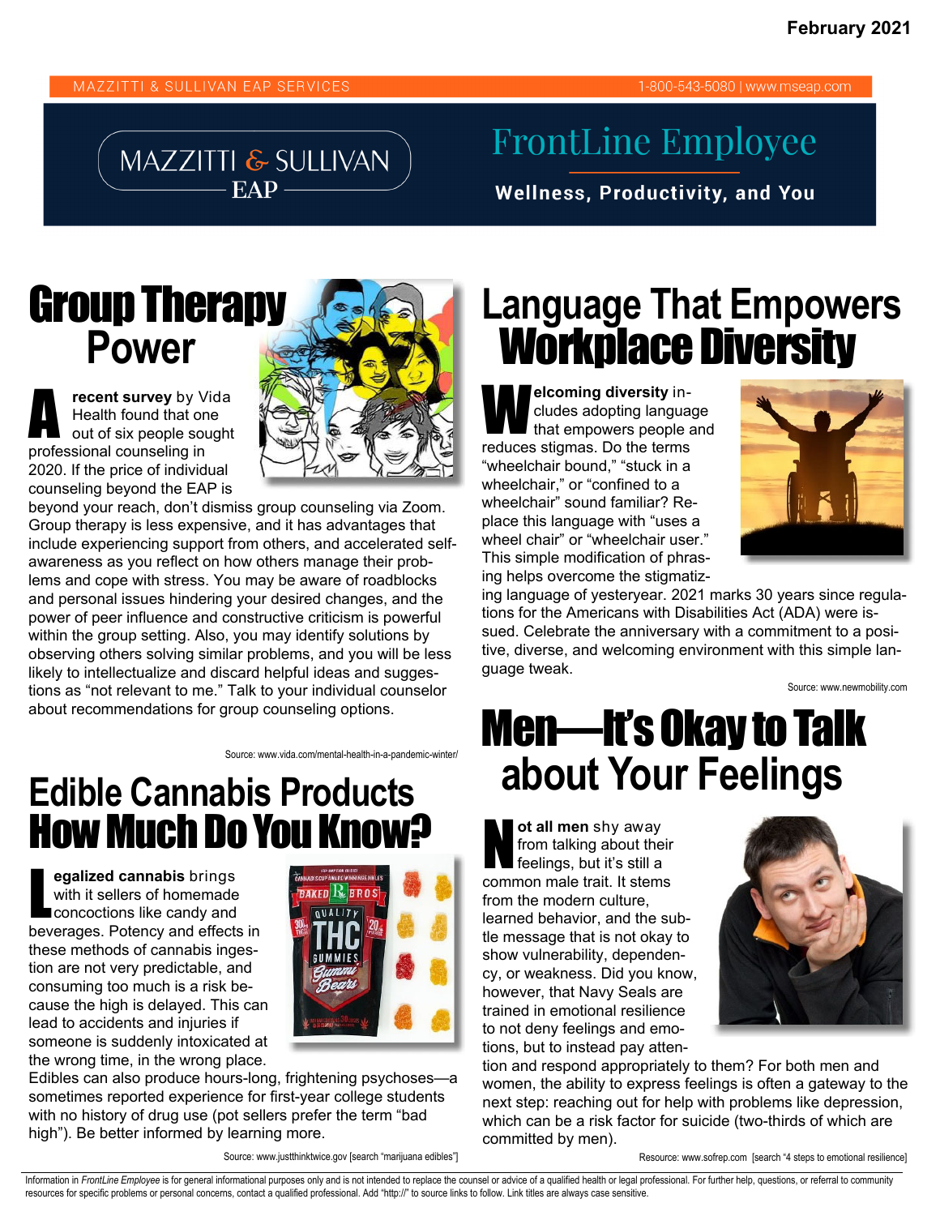February 2021

MAZZITTI & SULLIVAN EAP SERVICES 1-800-543-5080 | www.mseap.com

MAZZITTI & SULLIVAN EAP

# FrontLine Employee

**Wellness, Productivity, and You**

## Group Therapy Power

**A recent survey** by Vida Health found that one out of six people sought professional counseling in 2020. If the price of individual counseling beyond the EAP is beyond your reach, don't dismiss group counseling via Zoom. Group therapy is less expensive, and it has advantages that include experiencing support from others, and accelerated self-awareness as you reflect on how others manage their problems and cope with stress. You may be aware of roadblocks and personal issues hindering your desired changes, and the power of peer influence and constructive criticism is powerful within the group setting. Also, you may identify solutions by observing others solving similar problems, and you will be less likely to intellectualize and discard helpful ideas and suggestions as "not relevant to me." Talk to your individual counselor about recommendations for group counseling options.

Source: www.vida.com/mental-health-in-a-pandemic-winter/

## Edible Cannabis Products How Much Do You Know?

**Legalized cannabis** brings with it sellers of homemade concoctions like candy and beverages. Potency and effects in these methods of cannabis ingestion are not very predictable, and consuming too much is a risk because the high is delayed. This can lead to accidents and injuries if someone is suddenly intoxicated at the wrong time, in the wrong place. Edibles can also produce hours-long, frightening psychoses—a sometimes reported experience for first-year college students with no history of drug use (pot sellers prefer the term "bad high"). Be better informed by learning more.

Source: www.justthinktwice.gov [search "marijuana edibles"]

## Language That Empowers Workplace Diversity

**Welcoming diversity** includes adopting language that empowers people and reduces stigmas. Do the terms "wheelchair bound," "stuck in a wheelchair," or "confined to a wheelchair" sound familiar? Replace this language with "uses a wheel chair" or "wheelchair user." This simple modification of phrasing helps overcome the stigmatizing language of yesteryear. 2021 marks 30 years since regulations for the Americans with Disabilities Act (ADA) were issued. Celebrate the anniversary with a commitment to a positive, diverse, and welcoming environment with this simple language tweak.

Source: www.newmobility.com

## Men—It's Okay to Talk about Your Feelings

**Not all men** shy away from talking about their feelings, but it's still a common male trait. It stems from the modern culture, learned behavior, and the subtle message that is not okay to show vulnerability, dependency, or weakness. Did you know, however, that Navy Seals are trained in emotional resilience to not deny feelings and emotions, but to instead pay attention and respond appropriately to them? For both men and women, the ability to express feelings is often a gateway to the next step: reaching out for help with problems like depression, which can be a risk factor for suicide (two-thirds of which are committed by men).

Resource: www.sofrep.com [search "4 steps to emotional resilience"]

Information in *FrontLine Employee* is for general informational purposes only and is not intended to replace the counsel or advice of a qualified health or legal professional. For further help, questions, or referral to community resources for specific problems or personal concerns, contact a qualified professional. Add "http://" to source links to follow. Link titles are always case sensitive.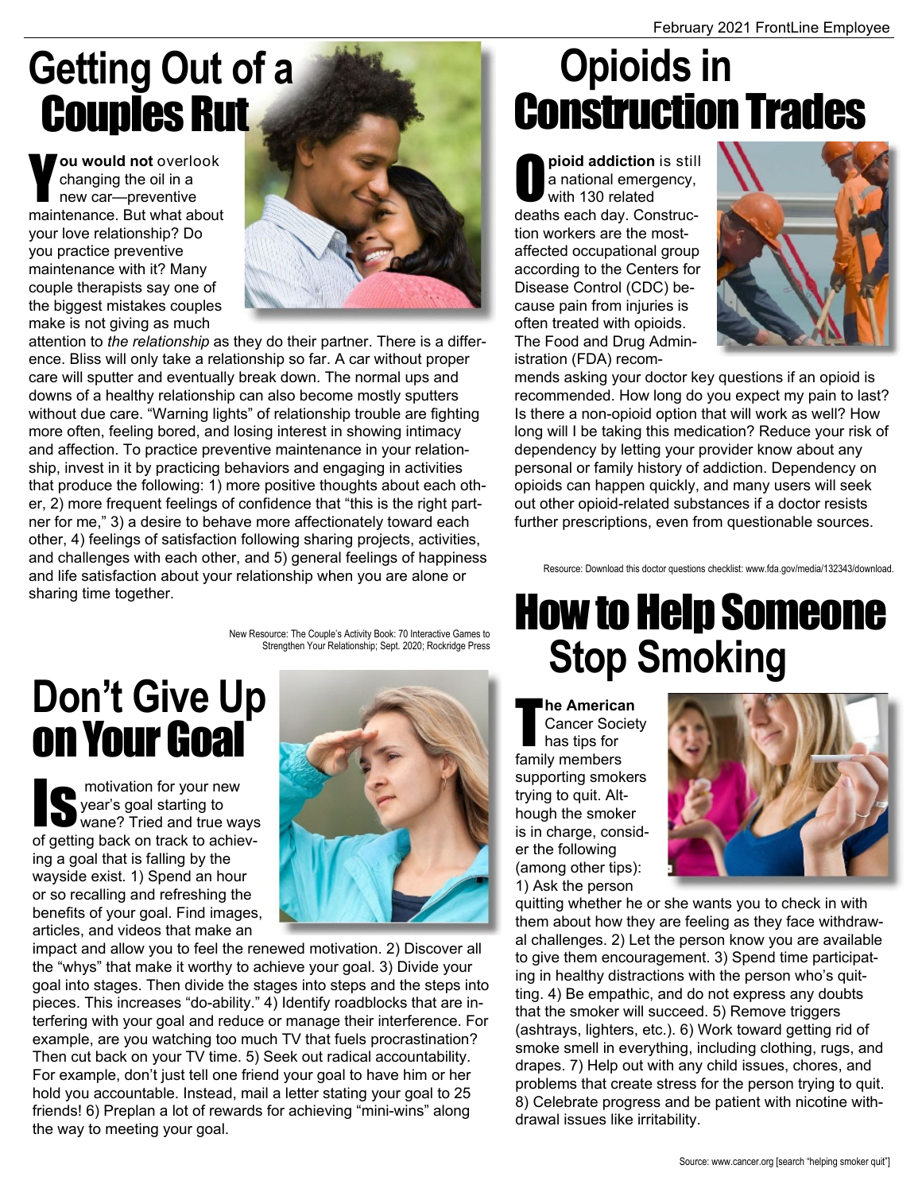# Getting Out of a Couples Rut

**You would not** overlook changing the oil in a new car—preventive maintenance. But what about your love relationship? Do you practice preventive maintenance with it? Many couple therapists say one of the biggest mistakes couples make is not giving as much attention to *the relationship* as they do their partner. There is a difference. Bliss will only take a relationship so far. A car without proper care will sputter and eventually break down. The normal ups and downs of a healthy relationship can also become mostly sputters without due care. "Warning lights" of relationship trouble are fighting more often, feeling bored, and losing interest in showing intimacy and affection. To practice preventive maintenance in your relationship, invest in it by practicing behaviors and engaging in activities that produce the following: 1) more positive thoughts about each other, 2) more frequent feelings of confidence that "this is the right partner for me," 3) a desire to behave more affectionately toward each other, 4) feelings of satisfaction following sharing projects, activities, and challenges with each other, and 5) general feelings of happiness and life satisfaction about your relationship when you are alone or sharing time together.

New Resource: The Couple's Activity Book: 70 Interactive Games to Strengthen Your Relationship; Sept. 2020; Rockridge Press

# Don't Give Up on Your Goal

**Is** motivation for your new year's goal starting to wane? Tried and true ways of getting back on track to achieving a goal that is falling by the wayside exist. 1) Spend an hour or so recalling and refreshing the benefits of your goal. Find images, articles, and videos that make an impact and allow you to feel the renewed motivation. 2) Discover all the "whys" that make it worthy to achieve your goal. 3) Divide your goal into stages. Then divide the stages into steps and the steps into pieces. This increases "do-ability." 4) Identify roadblocks that are interfering with your goal and reduce or manage their interference. For example, are you watching too much TV that fuels procrastination? Then cut back on your TV time. 5) Seek out radical accountability. For example, don't just tell one friend your goal to have him or her hold you accountable. Instead, mail a letter stating your goal to 25 friends! 6) Preplan a lot of rewards for achieving "mini-wins" along the way to meeting your goal.

# Opioids in Construction Trades

**Opioid addiction** is still a national emergency, with 130 related deaths each day. Construction workers are the most-affected occupational group according to the Centers for Disease Control (CDC) because pain from injuries is often treated with opioids. The Food and Drug Administration (FDA) recommends asking your doctor key questions if an opioid is recommended. How long do you expect my pain to last? Is there a non-opioid option that will work as well? How long will I be taking this medication? Reduce your risk of dependency by letting your provider know about any personal or family history of addiction. Dependency on opioids can happen quickly, and many users will seek out other opioid-related substances if a doctor resists further prescriptions, even from questionable sources.

Resource: Download this doctor questions checklist: www.fda.gov/media/132343/download.

# How to Help Someone Stop Smoking

**The American** Cancer Society has tips for family members supporting smokers trying to quit. Although the smoker is in charge, consider the following (among other tips): 1) Ask the person quitting whether he or she wants you to check in with them about how they are feeling as they face withdrawal challenges. 2) Let the person know you are available to give them encouragement. 3) Spend time participating in healthy distractions with the person who's quitting. 4) Be empathic, and do not express any doubts that the smoker will succeed. 5) Remove triggers (ashtrays, lighters, etc.). 6) Work toward getting rid of smoke smell in everything, including clothing, rugs, and drapes. 7) Help out with any child issues, chores, and problems that create stress for the person trying to quit. 8) Celebrate progress and be patient with nicotine withdrawal issues like irritability.

Source: www.cancer.org [search "helping smoker quit"]